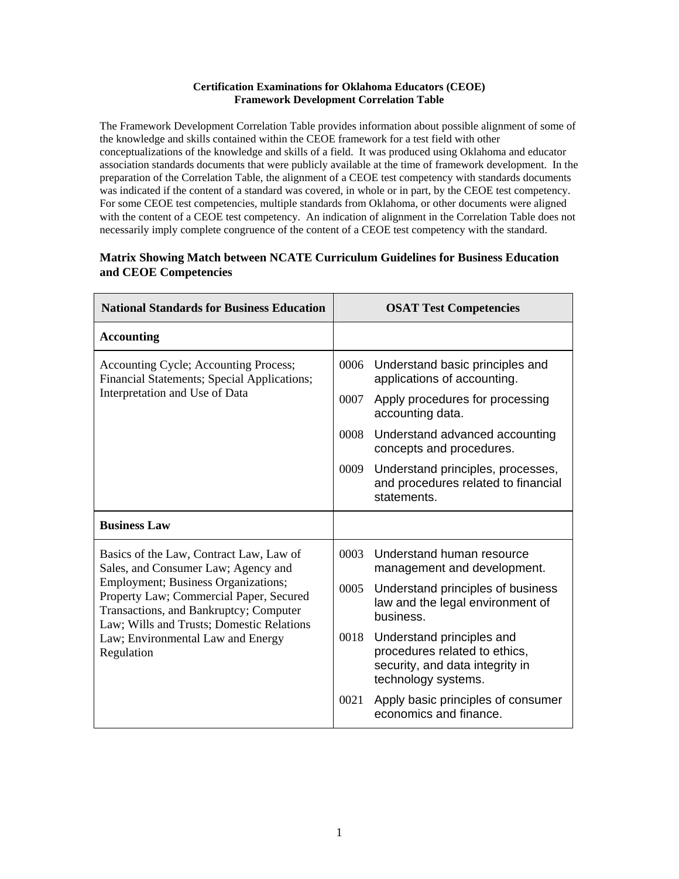**Certification Examinations for Oklahoma Educators (CEOE)**
**Framework Development Correlation Table**

The Framework Development Correlation Table provides information about possible alignment of some of the knowledge and skills contained within the CEOE framework for a test field with other conceptualizations of the knowledge and skills of a field. It was produced using Oklahoma and educator association standards documents that were publicly available at the time of framework development. In the preparation of the Correlation Table, the alignment of a CEOE test competency with standards documents was indicated if the content of a standard was covered, in whole or in part, by the CEOE test competency. For some CEOE test competencies, multiple standards from Oklahoma, or other documents were aligned with the content of a CEOE test competency. An indication of alignment in the Correlation Table does not necessarily imply complete congruence of the content of a CEOE test competency with the standard.

## Matrix Showing Match between NCATE Curriculum Guidelines for Business Education and CEOE Competencies

| National Standards for Business Education | OSAT Test Competencies |
|---|---|
| **Accounting** | |
| Accounting Cycle; Accounting Process; Financial Statements; Special Applications; Interpretation and Use of Data | 0006 Understand basic principles and applications of accounting.<br>0007 Apply procedures for processing accounting data.<br>0008 Understand advanced accounting concepts and procedures.<br>0009 Understand principles, processes, and procedures related to financial statements. |
| **Business Law** | |
| Basics of the Law, Contract Law, Law of Sales, and Consumer Law; Agency and Employment; Business Organizations; Property Law; Commercial Paper, Secured Transactions, and Bankruptcy; Computer Law; Wills and Trusts; Domestic Relations Law; Environmental Law and Energy Regulation | 0003 Understand human resource management and development.<br>0005 Understand principles of business law and the legal environment of business.<br>0018 Understand principles and procedures related to ethics, security, and data integrity in technology systems.<br>0021 Apply basic principles of consumer economics and finance. |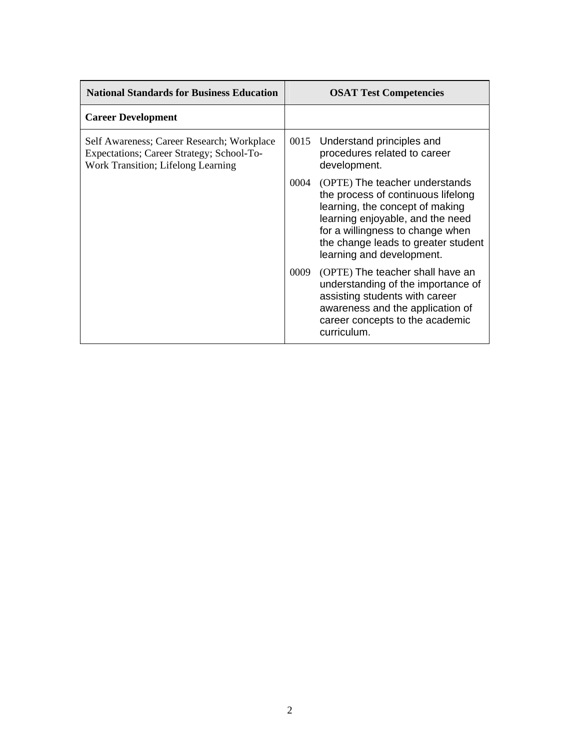| National Standards for Business Education | OSAT Test Competencies |
| --- | --- |
| **Career Development** | |
| Self Awareness; Career Research; Workplace Expectations; Career Strategy; School-To-Work Transition; Lifelong Learning | 0015 Understand principles and procedures related to career development. |
| | 0004 (OPTE) The teacher understands the process of continuous lifelong learning, the concept of making learning enjoyable, and the need for a willingness to change when the change leads to greater student learning and development. |
| | 0009 (OPTE) The teacher shall have an understanding of the importance of assisting students with career awareness and the application of career concepts to the academic curriculum. |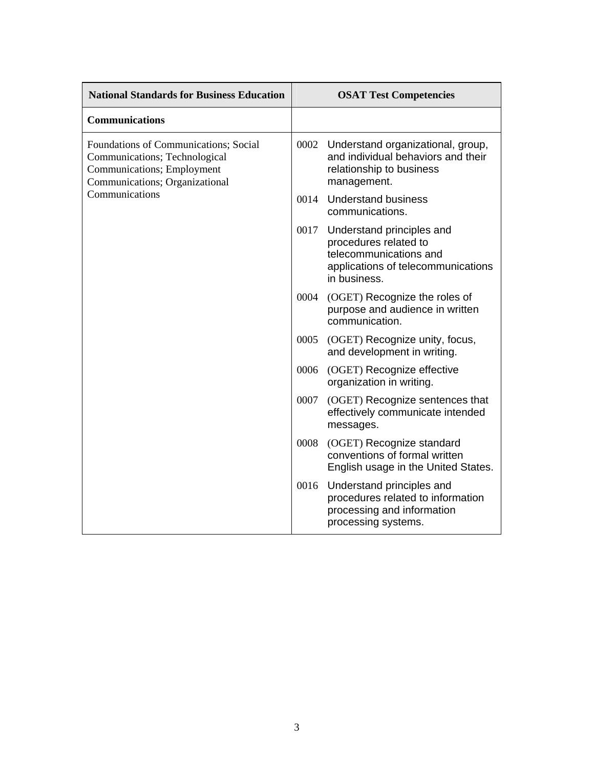| National Standards for Business Education | OSAT Test Competencies |
|---|---|
| **Communications** | |
| Foundations of Communications; Social Communications; Technological Communications; Employment Communications; Organizational Communications | 0002 Understand organizational, group, and individual behaviors and their relationship to business management.<br><br>0014 Understand business communications.<br><br>0017 Understand principles and procedures related to telecommunications and applications of telecommunications in business.<br><br>0004 (OGET) Recognize the roles of purpose and audience in written communication.<br><br>0005 (OGET) Recognize unity, focus, and development in writing.<br><br>0006 (OGET) Recognize effective organization in writing.<br><br>0007 (OGET) Recognize sentences that effectively communicate intended messages.<br><br>0008 (OGET) Recognize standard conventions of formal written English usage in the United States.<br><br>0016 Understand principles and procedures related to information processing and information processing systems. |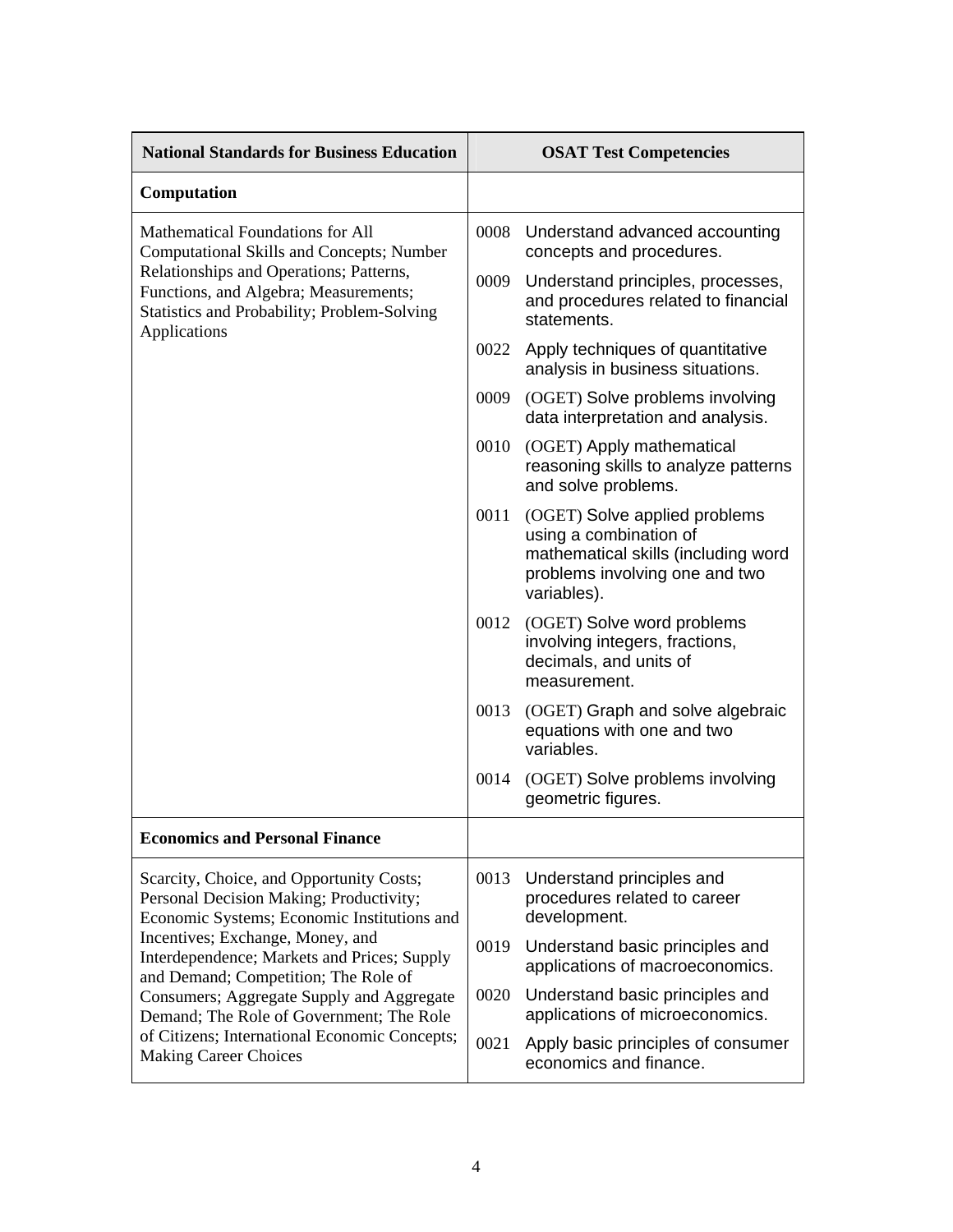| National Standards for Business Education | OSAT Test Competencies |
|---|---|
| **Computation** | |
| Mathematical Foundations for All Computational Skills and Concepts; Number Relationships and Operations; Patterns, Functions, and Algebra; Measurements; Statistics and Probability; Problem-Solving Applications | 0008 Understand advanced accounting concepts and procedures.<br>0009 Understand principles, processes, and procedures related to financial statements.<br>0022 Apply techniques of quantitative analysis in business situations.<br>0009 (OGET) Solve problems involving data interpretation and analysis.<br>0010 (OGET) Apply mathematical reasoning skills to analyze patterns and solve problems.<br>0011 (OGET) Solve applied problems using a combination of mathematical skills (including word problems involving one and two variables).<br>0012 (OGET) Solve word problems involving integers, fractions, decimals, and units of measurement.<br>0013 (OGET) Graph and solve algebraic equations with one and two variables.<br>0014 (OGET) Solve problems involving geometric figures. |
| **Economics and Personal Finance** | |
| Scarcity, Choice, and Opportunity Costs; Personal Decision Making; Productivity; Economic Systems; Economic Institutions and Incentives; Exchange, Money, and Interdependence; Markets and Prices; Supply and Demand; Competition; The Role of Consumers; Aggregate Supply and Aggregate Demand; The Role of Government; The Role of Citizens; International Economic Concepts; Making Career Choices | 0013 Understand principles and procedures related to career development.<br>0019 Understand basic principles and applications of macroeconomics.<br>0020 Understand basic principles and applications of microeconomics.<br>0021 Apply basic principles of consumer economics and finance. |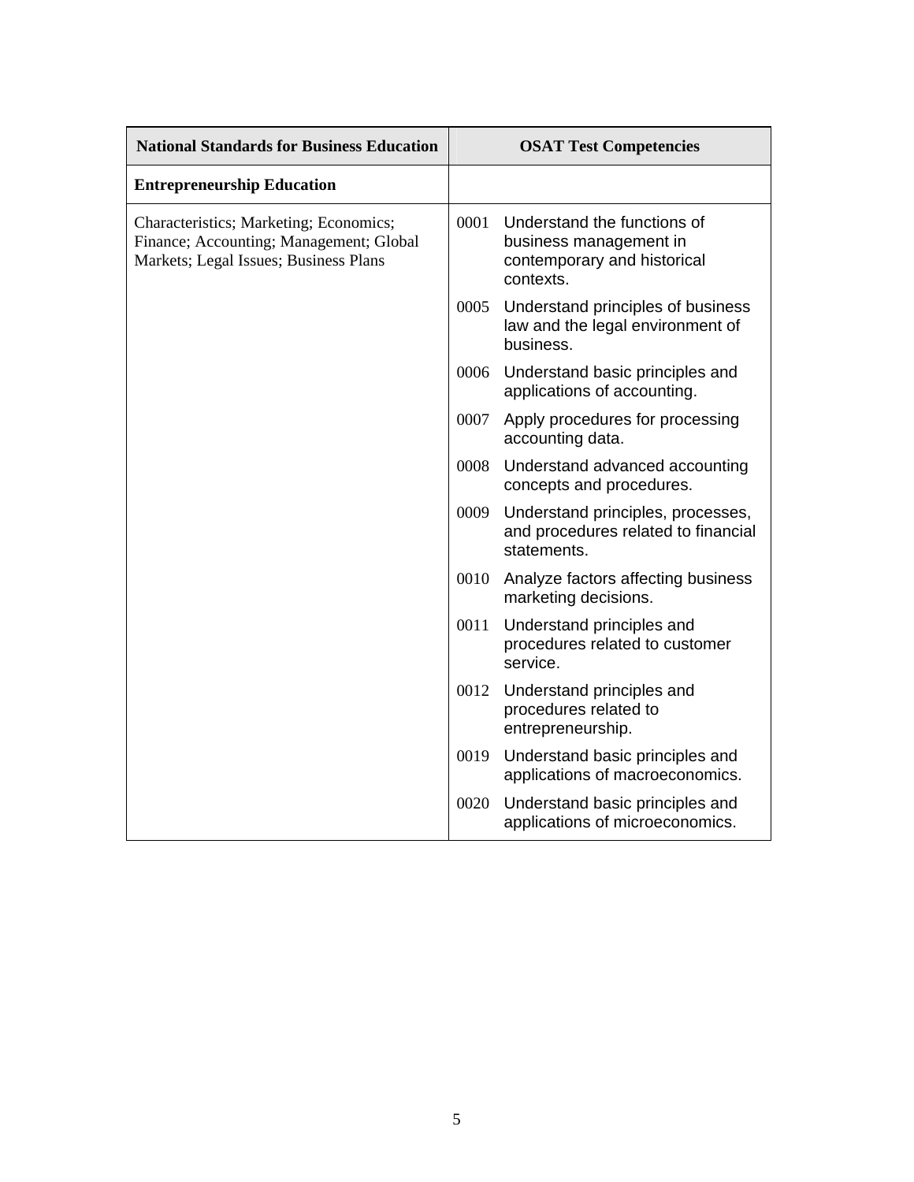| National Standards for Business Education | OSAT Test Competencies |
|---|---|
| **Entrepreneurship Education** | |
| Characteristics; Marketing; Economics; Finance; Accounting; Management; Global Markets; Legal Issues; Business Plans | 0001 Understand the functions of business management in contemporary and historical contexts.<br>0005 Understand principles of business law and the legal environment of business.<br>0006 Understand basic principles and applications of accounting.<br>0007 Apply procedures for processing accounting data.<br>0008 Understand advanced accounting concepts and procedures.<br>0009 Understand principles, processes, and procedures related to financial statements.<br>0010 Analyze factors affecting business marketing decisions.<br>0011 Understand principles and procedures related to customer service.<br>0012 Understand principles and procedures related to entrepreneurship.<br>0019 Understand basic principles and applications of macroeconomics.<br>0020 Understand basic principles and applications of microeconomics. |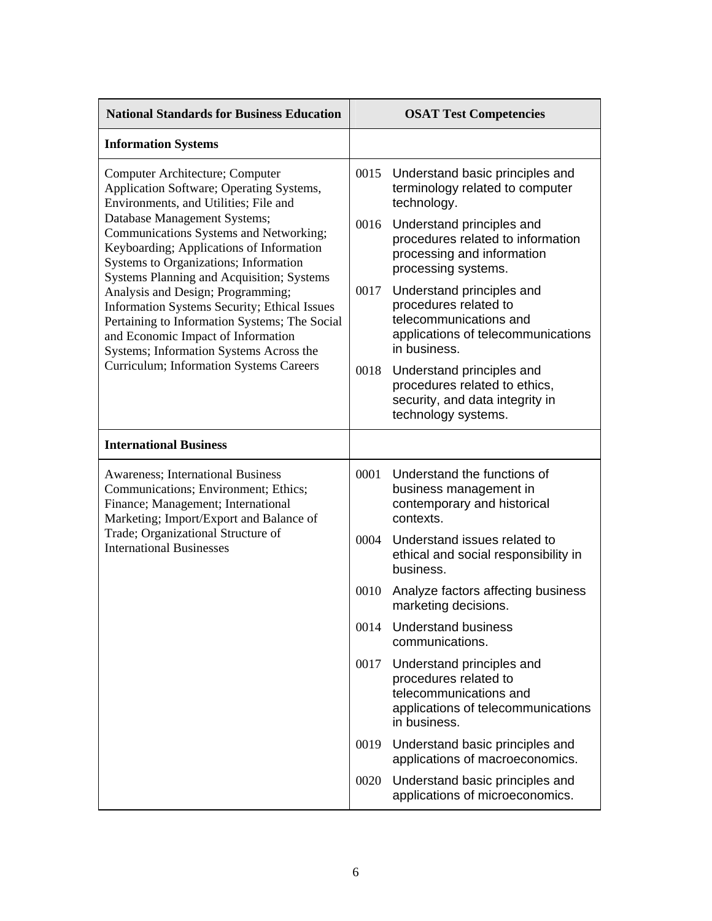| National Standards for Business Education | OSAT Test Competencies |
|---|---|
| **Information Systems** | |
| Computer Architecture; Computer Application Software; Operating Systems, Environments, and Utilities; File and Database Management Systems; Communications Systems and Networking; Keyboarding; Applications of Information Systems to Organizations; Information Systems Planning and Acquisition; Systems Analysis and Design; Programming; Information Systems Security; Ethical Issues Pertaining to Information Systems; The Social and Economic Impact of Information Systems; Information Systems Across the Curriculum; Information Systems Careers | 0015 Understand basic principles and terminology related to computer technology.<br>0016 Understand principles and procedures related to information processing and information processing systems.<br>0017 Understand principles and procedures related to telecommunications and applications of telecommunications in business.<br>0018 Understand principles and procedures related to ethics, security, and data integrity in technology systems. |
| **International Business** | |
| Awareness; International Business Communications; Environment; Ethics; Finance; Management; International Marketing; Import/Export and Balance of Trade; Organizational Structure of International Businesses | 0001 Understand the functions of business management in contemporary and historical contexts.<br>0004 Understand issues related to ethical and social responsibility in business.<br>0010 Analyze factors affecting business marketing decisions.<br>0014 Understand business communications.<br>0017 Understand principles and procedures related to telecommunications and applications of telecommunications in business.<br>0019 Understand basic principles and applications of macroeconomics.<br>0020 Understand basic principles and applications of microeconomics. |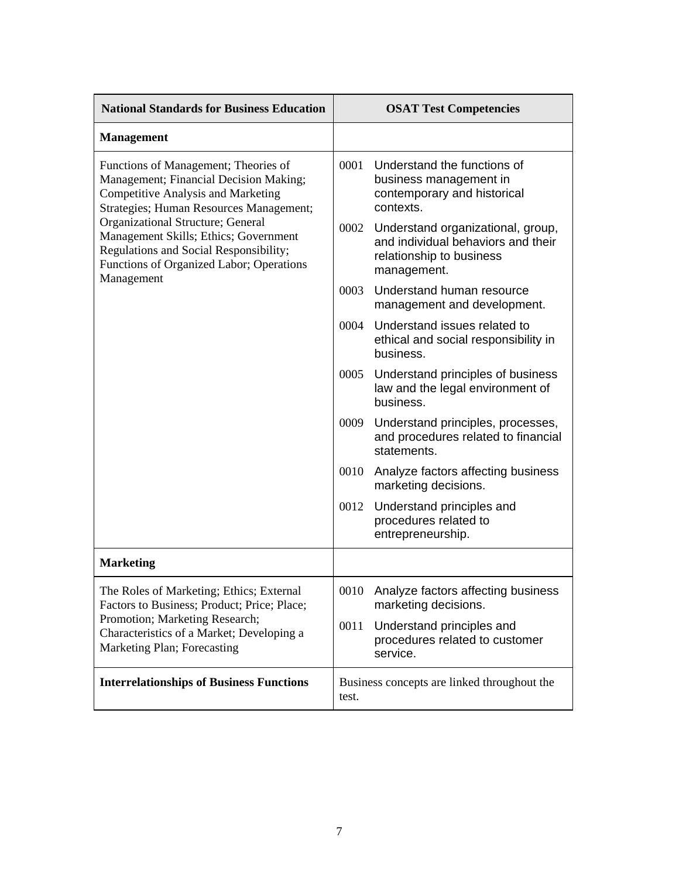| National Standards for Business Education | OSAT Test Competencies |
|---|---|
| **Management** | |
| Functions of Management; Theories of Management; Financial Decision Making; Competitive Analysis and Marketing Strategies; Human Resources Management; Organizational Structure; General Management Skills; Ethics; Government Regulations and Social Responsibility; Functions of Organized Labor; Operations Management | 0001 Understand the functions of business management in contemporary and historical contexts.<br>0002 Understand organizational, group, and individual behaviors and their relationship to business management.<br>0003 Understand human resource management and development.<br>0004 Understand issues related to ethical and social responsibility in business.<br>0005 Understand principles of business law and the legal environment of business.<br>0009 Understand principles, processes, and procedures related to financial statements.<br>0010 Analyze factors affecting business marketing decisions.<br>0012 Understand principles and procedures related to entrepreneurship. |
| **Marketing** | |
| The Roles of Marketing; Ethics; External Factors to Business; Product; Price; Place; Promotion; Marketing Research; Characteristics of a Market; Developing a Marketing Plan; Forecasting | 0010 Analyze factors affecting business marketing decisions.<br>0011 Understand principles and procedures related to customer service. |
| **Interrelationships of Business Functions** | Business concepts are linked throughout the test. |